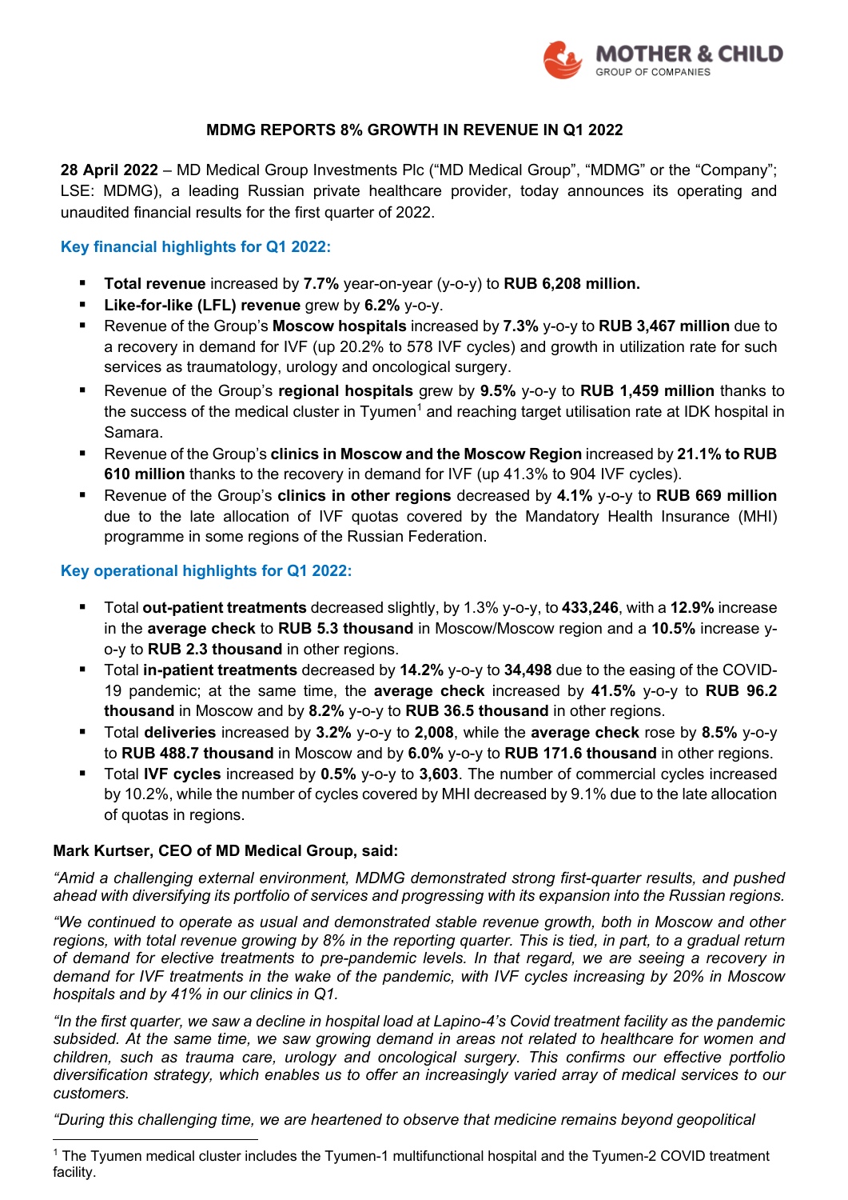# MDMG REPORTS 8% GROWTH IN REVENUE IN Q1 2022

**28 April 2022** – MD Medical Group Investments Plc ("MD Medical Group", "MDMG" or the "Company"; LSE: MDMG), a leading Russian private healthcare provider, today announces its operating and unaudited financial results for the first quarter of 2022.

## Key financial highlights for Q1 2022:

- **Total revenue** increased by **7.7%** year-on-year (y-o-y) to **RUB 6,208 million.**
- **Like-for-like (LFL) revenue** grew by **6.2%** y-o-y.
- Revenue of the Group's **Moscow hospitals** increased by **7.3%** y-o-y to **RUB 3,467 million** due to a recovery in demand for IVF (up 20.2% to 578 IVF cycles) and growth in utilization rate for such services as traumatology, urology and oncological surgery.
- Revenue of the Group's **regional hospitals** grew by **9.5%** y-o-y to **RUB 1,459 million** thanks to the success of the medical cluster in Tyumen[1] and reaching target utilisation rate at IDK hospital in Samara.
- Revenue of the Group's **clinics in Moscow and the Moscow Region** increased by **21.1% to RUB 610 million** thanks to the recovery in demand for IVF (up 41.3% to 904 IVF cycles).
- Revenue of the Group's **clinics in other regions** decreased by **4.1%** y-o-y to **RUB 669 million** due to the late allocation of IVF quotas covered by the Mandatory Health Insurance (MHI) programme in some regions of the Russian Federation.

## Key operational highlights for Q1 2022:

- Total **out-patient treatments** decreased slightly, by 1.3% y-o-y, to **433,246**, with a **12.9%** increase in the **average check** to **RUB 5.3 thousand** in Moscow/Moscow region and a **10.5%** increase y-o-y to **RUB 2.3 thousand** in other regions.
- Total **in-patient treatments** decreased by **14.2%** y-o-y to **34,498** due to the easing of the COVID-19 pandemic; at the same time, the **average check** increased by **41.5%** y-o-y to **RUB 96.2 thousand** in Moscow and by **8.2%** y-o-y to **RUB 36.5 thousand** in other regions.
- Total **deliveries** increased by **3.2%** y-o-y to **2,008**, while the **average check** rose by **8.5%** y-o-y to **RUB 488.7 thousand** in Moscow and by **6.0%** y-o-y to **RUB 171.6 thousand** in other regions.
- Total **IVF cycles** increased by **0.5%** y-o-y to **3,603**. The number of commercial cycles increased by 10.2%, while the number of cycles covered by MHI decreased by 9.1% due to the late allocation of quotas in regions.

**Mark Kurtser, CEO of MD Medical Group, said:**

*"Amid a challenging external environment, MDMG demonstrated strong first-quarter results, and pushed ahead with diversifying its portfolio of services and progressing with its expansion into the Russian regions.*

*"We continued to operate as usual and demonstrated stable revenue growth, both in Moscow and other regions, with total revenue growing by 8% in the reporting quarter. This is tied, in part, to a gradual return of demand for elective treatments to pre-pandemic levels. In that regard, we are seeing a recovery in demand for IVF treatments in the wake of the pandemic, with IVF cycles increasing by 20% in Moscow hospitals and by 41% in our clinics in Q1.*

*"In the first quarter, we saw a decline in hospital load at Lapino-4's Covid treatment facility as the pandemic subsided. At the same time, we saw growing demand in areas not related to healthcare for women and children, such as trauma care, urology and oncological surgery. This confirms our effective portfolio diversification strategy, which enables us to offer an increasingly varied array of medical services to our customers.*

*"During this challenging time, we are heartened to observe that medicine remains beyond geopolitical*

[1] The Tyumen medical cluster includes the Tyumen-1 multifunctional hospital and the Tyumen-2 COVID treatment facility.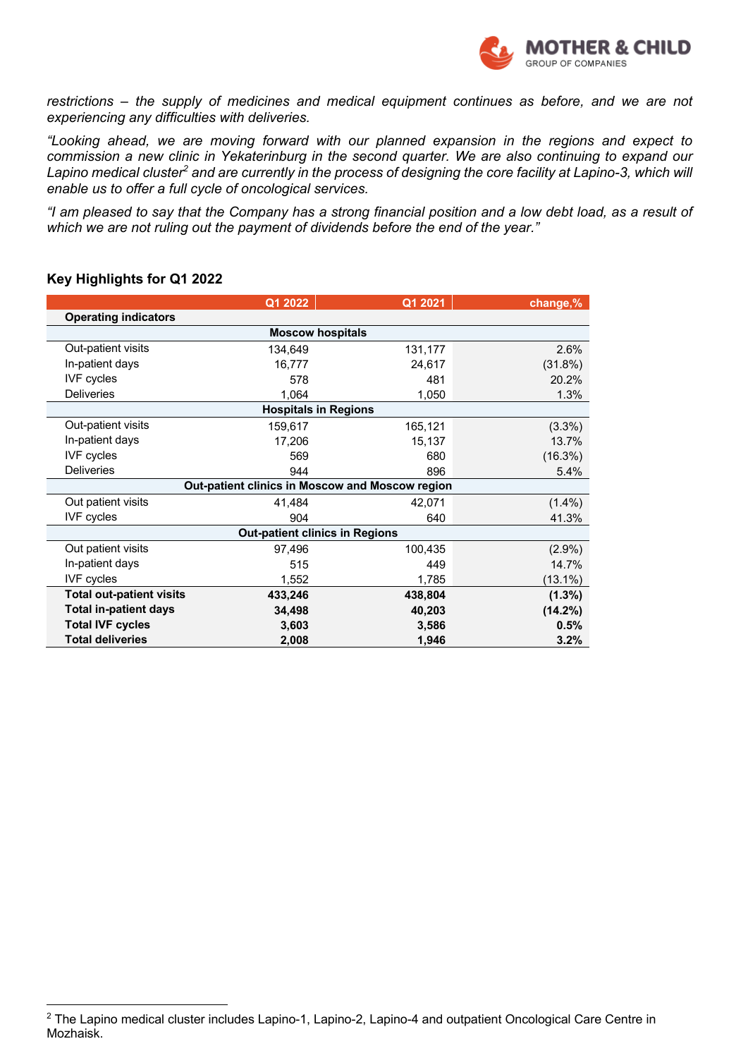*restrictions – the supply of medicines and medical equipment continues as before, and we are not experiencing any difficulties with deliveries.*

*“Looking ahead, we are moving forward with our planned expansion in the regions and expect to commission a new clinic in Yekaterinburg in the second quarter. We are also continuing to expand our Lapino medical cluster[2] and are currently in the process of designing the core facility at Lapino-3, which will enable us to offer a full cycle of oncological services.*

*“I am pleased to say that the Company has a strong financial position and a low debt load, as a result of which we are not ruling out the payment of dividends before the end of the year.”*

## Key Highlights for Q1 2022

| | Q1 2022 | Q1 2021 | change,% |
|---|---|---|---|
| **Operating indicators** | | | |
| **Moscow hospitals** | | | |
| Out-patient visits | 134,649 | 131,177 | 2.6% |
| In-patient days | 16,777 | 24,617 | (31.8%) |
| IVF cycles | 578 | 481 | 20.2% |
| Deliveries | 1,064 | 1,050 | 1.3% |
| **Hospitals in Regions** | | | |
| Out-patient visits | 159,617 | 165,121 | (3.3%) |
| In-patient days | 17,206 | 15,137 | 13.7% |
| IVF cycles | 569 | 680 | (16.3%) |
| Deliveries | 944 | 896 | 5.4% |
| **Out-patient clinics in Moscow and Moscow region** | | | |
| Out patient visits | 41,484 | 42,071 | (1.4%) |
| IVF cycles | 904 | 640 | 41.3% |
| **Out-patient clinics in Regions** | | | |
| Out patient visits | 97,496 | 100,435 | (2.9%) |
| In-patient days | 515 | 449 | 14.7% |
| IVF cycles | 1,552 | 1,785 | (13.1%) |
| **Total out-patient visits** | **433,246** | **438,804** | **(1.3%)** |
| **Total in-patient days** | **34,498** | **40,203** | **(14.2%)** |
| **Total IVF cycles** | **3,603** | **3,586** | **0.5%** |
| **Total deliveries** | **2,008** | **1,946** | **3.2%** |

[2] The Lapino medical cluster includes Lapino-1, Lapino-2, Lapino-4 and outpatient Oncological Care Centre in Mozhaisk.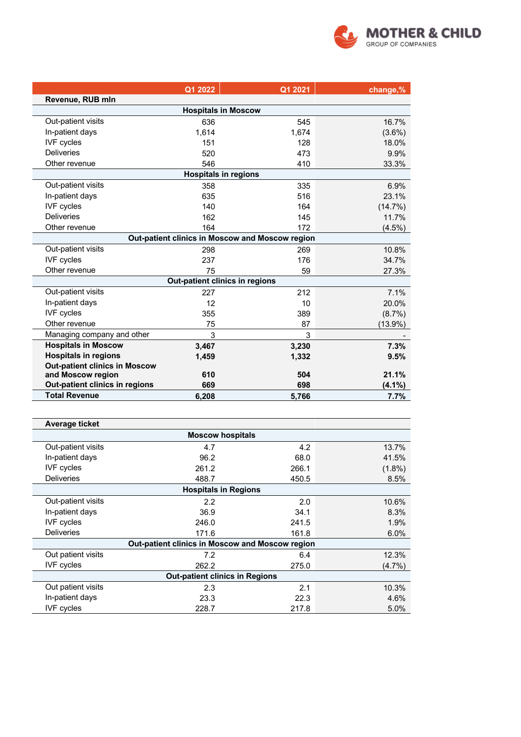| | Q1 2022 | Q1 2021 | change,% |
|---|---|---|---|
| **Revenue, RUB mln** | | | |
| **Hospitals in Moscow** | | | |
| Out-patient visits | 636 | 545 | 16.7% |
| In-patient days | 1,614 | 1,674 | (3.6%) |
| IVF cycles | 151 | 128 | 18.0% |
| Deliveries | 520 | 473 | 9.9% |
| Other revenue | 546 | 410 | 33.3% |
| **Hospitals in regions** | | | |
| Out-patient visits | 358 | 335 | 6.9% |
| In-patient days | 635 | 516 | 23.1% |
| IVF cycles | 140 | 164 | (14.7%) |
| Deliveries | 162 | 145 | 11.7% |
| Other revenue | 164 | 172 | (4.5%) |
| **Out-patient clinics in Moscow and Moscow region** | | | |
| Out-patient visits | 298 | 269 | 10.8% |
| IVF cycles | 237 | 176 | 34.7% |
| Other revenue | 75 | 59 | 27.3% |
| **Out-patient clinics in regions** | | | |
| Out-patient visits | 227 | 212 | 7.1% |
| In-patient days | 12 | 10 | 20.0% |
| IVF cycles | 355 | 389 | (8.7%) |
| Other revenue | 75 | 87 | (13.9%) |
| Managing company and other | 3 | 3 | - |
| **Hospitals in Moscow** | **3,467** | **3,230** | **7.3%** |
| **Hospitals in regions** | **1,459** | **1,332** | **9.5%** |
| **Out-patient clinics in Moscow and Moscow region** | **610** | **504** | **21.1%** |
| **Out-patient clinics in regions** | **669** | **698** | **(4.1%)** |
| **Total Revenue** | **6,208** | **5,766** | **7.7%** |

| **Average ticket** | | | |
|---|---|---|---|
| **Moscow hospitals** | | | |
| Out-patient visits | 4.7 | 4.2 | 13.7% |
| In-patient days | 96.2 | 68.0 | 41.5% |
| IVF cycles | 261.2 | 266.1 | (1.8%) |
| Deliveries | 488.7 | 450.5 | 8.5% |
| **Hospitals in Regions** | | | |
| Out-patient visits | 2.2 | 2.0 | 10.6% |
| In-patient days | 36.9 | 34.1 | 8.3% |
| IVF cycles | 246.0 | 241.5 | 1.9% |
| Deliveries | 171.6 | 161.8 | 6.0% |
| **Out-patient clinics in Moscow and Moscow region** | | | |
| Out patient visits | 7.2 | 6.4 | 12.3% |
| IVF cycles | 262.2 | 275.0 | (4.7%) |
| **Out-patient clinics in Regions** | | | |
| Out patient visits | 2.3 | 2.1 | 10.3% |
| In-patient days | 23.3 | 22.3 | 4.6% |
| IVF cycles | 228.7 | 217.8 | 5.0% |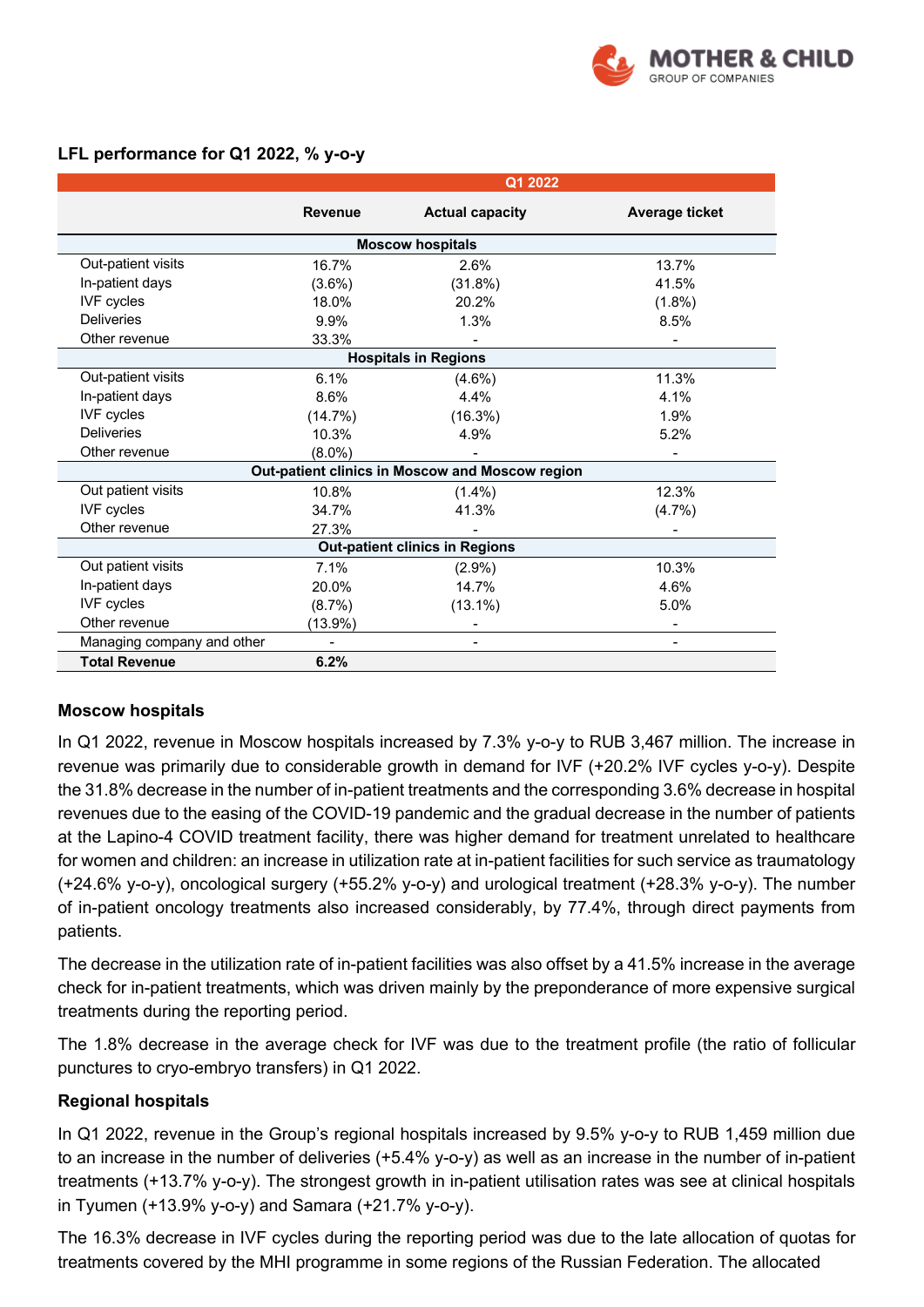**LFL performance for Q1 2022, % y-o-y**

| | Q1 2022 | | |
|---|---|---|---|
| | Revenue | Actual capacity | Average ticket |
| **Moscow hospitals** | | | |
| Out-patient visits | 16.7% | 2.6% | 13.7% |
| In-patient days | (3.6%) | (31.8%) | 41.5% |
| IVF cycles | 18.0% | 20.2% | (1.8%) |
| Deliveries | 9.9% | 1.3% | 8.5% |
| Other revenue | 33.3% | - | - |
| **Hospitals in Regions** | | | |
| Out-patient visits | 6.1% | (4.6%) | 11.3% |
| In-patient days | 8.6% | 4.4% | 4.1% |
| IVF cycles | (14.7%) | (16.3%) | 1.9% |
| Deliveries | 10.3% | 4.9% | 5.2% |
| Other revenue | (8.0%) | - | - |
| **Out-patient clinics in Moscow and Moscow region** | | | |
| Out patient visits | 10.8% | (1.4%) | 12.3% |
| IVF cycles | 34.7% | 41.3% | (4.7%) |
| Other revenue | 27.3% | - | - |
| **Out-patient clinics in Regions** | | | |
| Out patient visits | 7.1% | (2.9%) | 10.3% |
| In-patient days | 20.0% | 14.7% | 4.6% |
| IVF cycles | (8.7%) | (13.1%) | 5.0% |
| Other revenue | (13.9%) | - | - |
| Managing company and other | - | - | - |
| **Total Revenue** | **6.2%** | | |

**Moscow hospitals**

In Q1 2022, revenue in Moscow hospitals increased by 7.3% y-o-y to RUB 3,467 million. The increase in revenue was primarily due to considerable growth in demand for IVF (+20.2% IVF cycles y-o-y). Despite the 31.8% decrease in the number of in-patient treatments and the corresponding 3.6% decrease in hospital revenues due to the easing of the COVID-19 pandemic and the gradual decrease in the number of patients at the Lapino-4 COVID treatment facility, there was higher demand for treatment unrelated to healthcare for women and children: an increase in utilization rate at in-patient facilities for such service as traumatology (+24.6% y-o-y), oncological surgery (+55.2% y-o-y) and urological treatment (+28.3% y-o-y). The number of in-patient oncology treatments also increased considerably, by 77.4%, through direct payments from patients.

The decrease in the utilization rate of in-patient facilities was also offset by a 41.5% increase in the average check for in-patient treatments, which was driven mainly by the preponderance of more expensive surgical treatments during the reporting period.

The 1.8% decrease in the average check for IVF was due to the treatment profile (the ratio of follicular punctures to cryo-embryo transfers) in Q1 2022.

**Regional hospitals**

In Q1 2022, revenue in the Group's regional hospitals increased by 9.5% y-o-y to RUB 1,459 million due to an increase in the number of deliveries (+5.4% y-o-y) as well as an increase in the number of in-patient treatments (+13.7% y-o-y). The strongest growth in in-patient utilisation rates was see at clinical hospitals in Tyumen (+13.9% y-o-y) and Samara (+21.7% y-o-y).

The 16.3% decrease in IVF cycles during the reporting period was due to the late allocation of quotas for treatments covered by the MHI programme in some regions of the Russian Federation. The allocated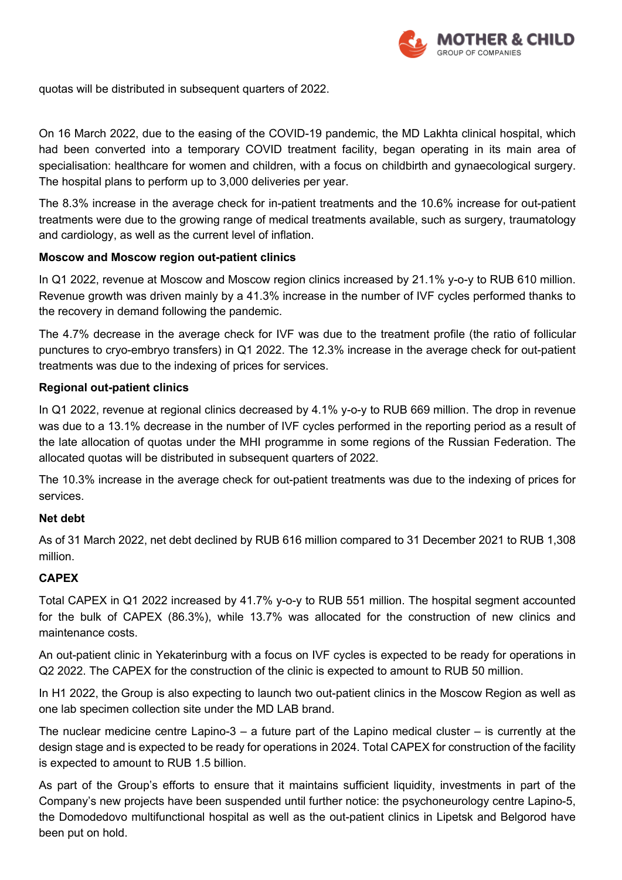quotas will be distributed in subsequent quarters of 2022.

On 16 March 2022, due to the easing of the COVID-19 pandemic, the MD Lakhta clinical hospital, which had been converted into a temporary COVID treatment facility, began operating in its main area of specialisation: healthcare for women and children, with a focus on childbirth and gynaecological surgery. The hospital plans to perform up to 3,000 deliveries per year.

The 8.3% increase in the average check for in-patient treatments and the 10.6% increase for out-patient treatments were due to the growing range of medical treatments available, such as surgery, traumatology and cardiology, as well as the current level of inflation.

**Moscow and Moscow region out-patient clinics**

In Q1 2022, revenue at Moscow and Moscow region clinics increased by 21.1% y-o-y to RUB 610 million. Revenue growth was driven mainly by a 41.3% increase in the number of IVF cycles performed thanks to the recovery in demand following the pandemic.

The 4.7% decrease in the average check for IVF was due to the treatment profile (the ratio of follicular punctures to cryo-embryo transfers) in Q1 2022. The 12.3% increase in the average check for out-patient treatments was due to the indexing of prices for services.

**Regional out-patient clinics**

In Q1 2022, revenue at regional clinics decreased by 4.1% y-o-y to RUB 669 million. The drop in revenue was due to a 13.1% decrease in the number of IVF cycles performed in the reporting period as a result of the late allocation of quotas under the MHI programme in some regions of the Russian Federation. The allocated quotas will be distributed in subsequent quarters of 2022.

The 10.3% increase in the average check for out-patient treatments was due to the indexing of prices for services.

**Net debt**

As of 31 March 2022, net debt declined by RUB 616 million compared to 31 December 2021 to RUB 1,308 million.

**CAPEX**

Total CAPEX in Q1 2022 increased by 41.7% y-o-y to RUB 551 million. The hospital segment accounted for the bulk of CAPEX (86.3%), while 13.7% was allocated for the construction of new clinics and maintenance costs.

An out-patient clinic in Yekaterinburg with a focus on IVF cycles is expected to be ready for operations in Q2 2022. The CAPEX for the construction of the clinic is expected to amount to RUB 50 million.

In H1 2022, the Group is also expecting to launch two out-patient clinics in the Moscow Region as well as one lab specimen collection site under the MD LAB brand.

The nuclear medicine centre Lapino-3 – a future part of the Lapino medical cluster – is currently at the design stage and is expected to be ready for operations in 2024. Total CAPEX for construction of the facility is expected to amount to RUB 1.5 billion.

As part of the Group's efforts to ensure that it maintains sufficient liquidity, investments in part of the Company's new projects have been suspended until further notice: the psychoneurology centre Lapino-5, the Domodedovo multifunctional hospital as well as the out-patient clinics in Lipetsk and Belgorod have been put on hold.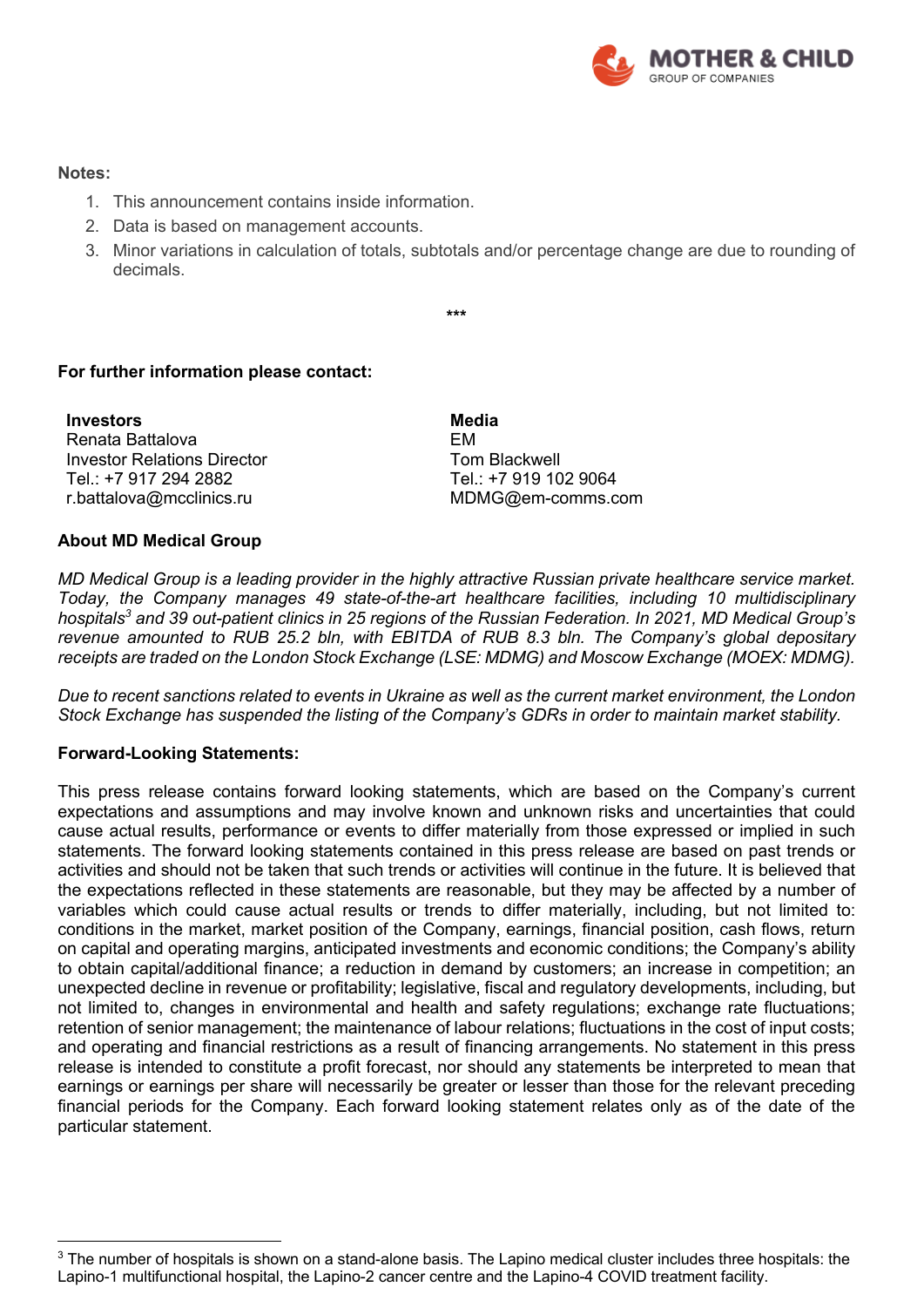**Notes:**

1. This announcement contains inside information.
2. Data is based on management accounts.
3. Minor variations in calculation of totals, subtotals and/or percentage change are due to rounding of decimals.

***

**For further information please contact:**

**Investors**
Renata Battalova
Investor Relations Director
Tel.: +7 917 294 2882
r.battalova@mcclinics.ru

**Media**
EM
Tom Blackwell
Tel.: +7 919 102 9064
MDMG@em-comms.com

**About MD Medical Group**

*MD Medical Group is a leading provider in the highly attractive Russian private healthcare service market. Today, the Company manages 49 state-of-the-art healthcare facilities, including 10 multidisciplinary hospitals[3] and 39 out-patient clinics in 25 regions of the Russian Federation. In 2021, MD Medical Group's revenue amounted to RUB 25.2 bln, with EBITDA of RUB 8.3 bln. The Company's global depositary receipts are traded on the London Stock Exchange (LSE: MDMG) and Moscow Exchange (MOEX: MDMG).*

*Due to recent sanctions related to events in Ukraine as well as the current market environment, the London Stock Exchange has suspended the listing of the Company's GDRs in order to maintain market stability.*

**Forward-Looking Statements:**

This press release contains forward looking statements, which are based on the Company's current expectations and assumptions and may involve known and unknown risks and uncertainties that could cause actual results, performance or events to differ materially from those expressed or implied in such statements. The forward looking statements contained in this press release are based on past trends or activities and should not be taken that such trends or activities will continue in the future. It is believed that the expectations reflected in these statements are reasonable, but they may be affected by a number of variables which could cause actual results or trends to differ materially, including, but not limited to: conditions in the market, market position of the Company, earnings, financial position, cash flows, return on capital and operating margins, anticipated investments and economic conditions; the Company's ability to obtain capital/additional finance; a reduction in demand by customers; an increase in competition; an unexpected decline in revenue or profitability; legislative, fiscal and regulatory developments, including, but not limited to, changes in environmental and health and safety regulations; exchange rate fluctuations; retention of senior management; the maintenance of labour relations; fluctuations in the cost of input costs; and operating and financial restrictions as a result of financing arrangements. No statement in this press release is intended to constitute a profit forecast, nor should any statements be interpreted to mean that earnings or earnings per share will necessarily be greater or lesser than those for the relevant preceding financial periods for the Company. Each forward looking statement relates only as of the date of the particular statement.

[3] The number of hospitals is shown on a stand-alone basis. The Lapino medical cluster includes three hospitals: the Lapino-1 multifunctional hospital, the Lapino-2 cancer centre and the Lapino-4 COVID treatment facility.